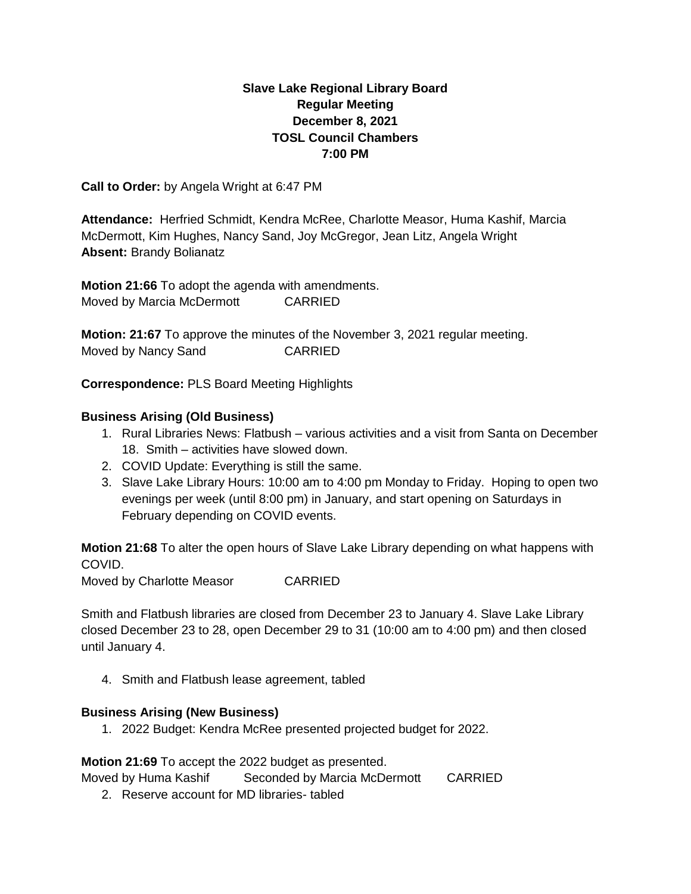**Slave Lake Regional Library Board**
**Regular Meeting**
**December 8, 2021**
**TOSL Council Chambers**
**7:00 PM**

**Call to Order:** by Angela Wright at 6:47 PM

**Attendance:** Herfried Schmidt, Kendra McRee, Charlotte Measor, Huma Kashif, Marcia McDermott, Kim Hughes, Nancy Sand, Joy McGregor, Jean Litz, Angela Wright
**Absent:** Brandy Bolianatz

**Motion 21:66** To adopt the agenda with amendments.
Moved by Marcia McDermott CARRIED

**Motion: 21:67** To approve the minutes of the November 3, 2021 regular meeting.
Moved by Nancy Sand CARRIED

**Correspondence:** PLS Board Meeting Highlights

**Business Arising (Old Business)**

1. Rural Libraries News: Flatbush – various activities and a visit from Santa on December 18. Smith – activities have slowed down.
2. COVID Update: Everything is still the same.
3. Slave Lake Library Hours: 10:00 am to 4:00 pm Monday to Friday. Hoping to open two evenings per week (until 8:00 pm) in January, and start opening on Saturdays in February depending on COVID events.

**Motion 21:68** To alter the open hours of Slave Lake Library depending on what happens with COVID.
Moved by Charlotte Measor CARRIED

Smith and Flatbush libraries are closed from December 23 to January 4. Slave Lake Library closed December 23 to 28, open December 29 to 31 (10:00 am to 4:00 pm) and then closed until January 4.

4. Smith and Flatbush lease agreement, tabled

**Business Arising (New Business)**

1. 2022 Budget: Kendra McRee presented projected budget for 2022.

**Motion 21:69** To accept the 2022 budget as presented.
Moved by Huma Kashif Seconded by Marcia McDermott CARRIED

2. Reserve account for MD libraries- tabled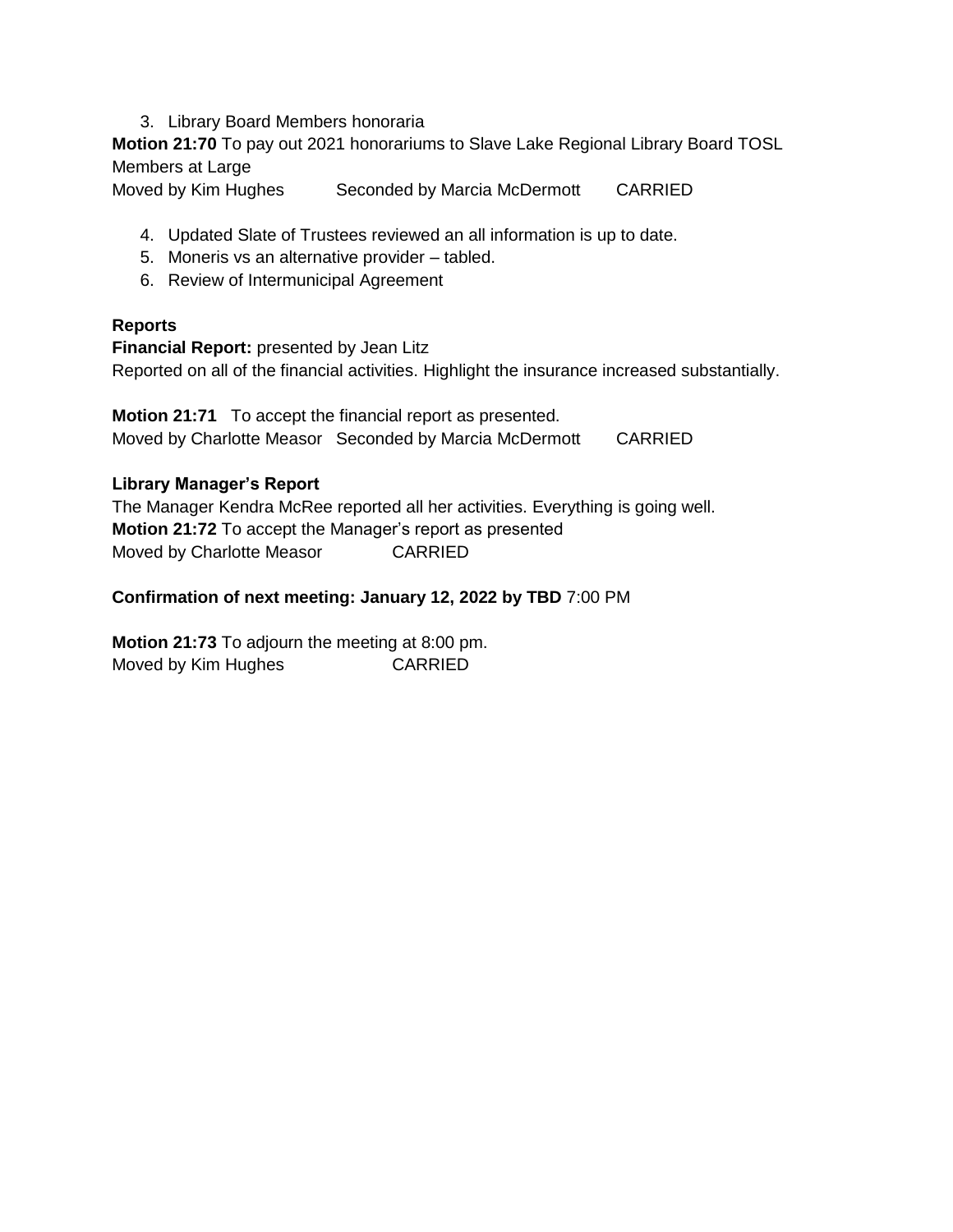3. Library Board Members honoraria

**Motion 21:70** To pay out 2021 honorariums to Slave Lake Regional Library Board TOSL Members at Large
Moved by Kim Hughes    Seconded by Marcia McDermott    CARRIED

4. Updated Slate of Trustees reviewed an all information is up to date.
5. Moneris vs an alternative provider – tabled.
6. Review of Intermunicipal Agreement

**Reports**

**Financial Report:** presented by Jean Litz
Reported on all of the financial activities. Highlight the insurance increased substantially.

**Motion 21:71** To accept the financial report as presented.
Moved by Charlotte Measor    Seconded by Marcia McDermott    CARRIED

**Library Manager's Report**

The Manager Kendra McRee reported all her activities. Everything is going well.
**Motion 21:72** To accept the Manager's report as presented
Moved by Charlotte Measor    CARRIED

**Confirmation of next meeting: January 12, 2022 by TBD** 7:00 PM

**Motion 21:73** To adjourn the meeting at 8:00 pm.
Moved by Kim Hughes    CARRIED